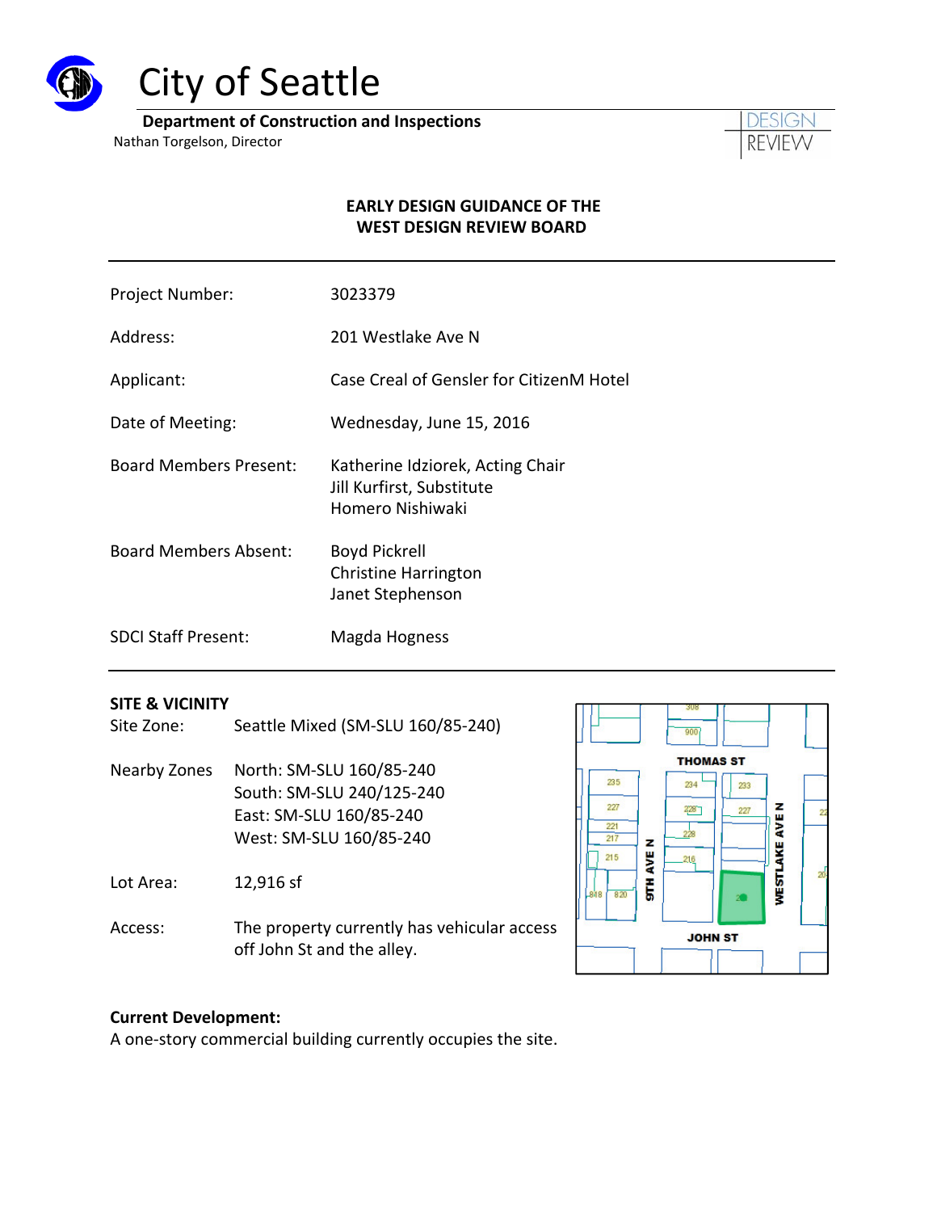# City of Seattle

**Department of Construction and Inspections**
Nathan Torgelson, Director

DESIGN REVIEW

## EARLY DESIGN GUIDANCE OF THE WEST DESIGN REVIEW BOARD

| | |
|---|---|
| Project Number: | 3023379 |
| Address: | 201 Westlake Ave N |
| Applicant: | Case Creal of Gensler for CitizenM Hotel |
| Date of Meeting: | Wednesday, June 15, 2016 |
| Board Members Present: | Katherine Idziorek, Acting Chair<br>Jill Kurfirst, Substitute<br>Homero Nishiwaki |
| Board Members Absent: | Boyd Pickrell<br>Christine Harrington<br>Janet Stephenson |
| SDCI Staff Present: | Magda Hogness |

**SITE & VICINITY**

Site Zone: Seattle Mixed (SM-SLU 160/85-240)

Nearby Zones
North: SM-SLU 160/85-240
South: SM-SLU 240/125-240
East: SM-SLU 160/85-240
West: SM-SLU 160/85-240

Lot Area: 12,916 sf

Access: The property currently has vehicular access off John St and the alley.

**Current Development:**
A one-story commercial building currently occupies the site.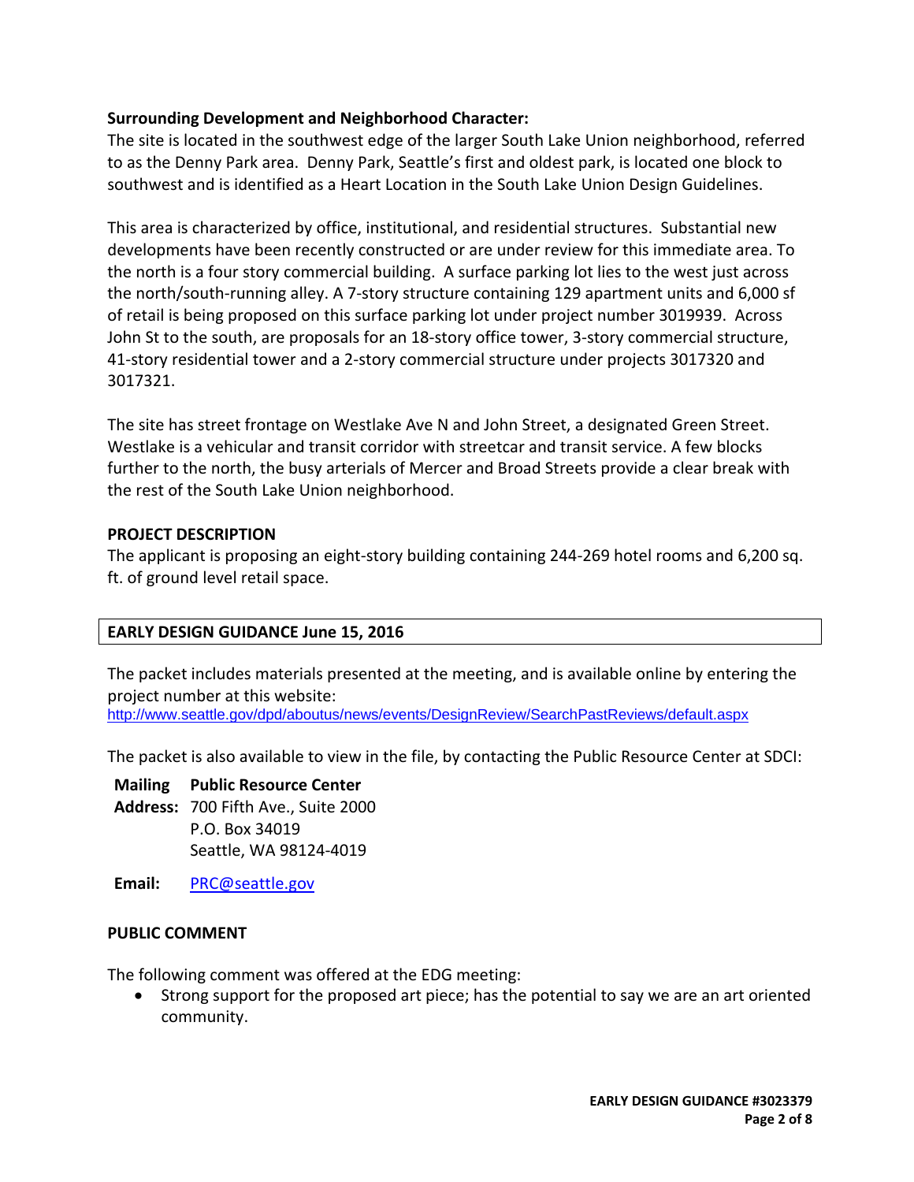**Surrounding Development and Neighborhood Character:**

The site is located in the southwest edge of the larger South Lake Union neighborhood, referred to as the Denny Park area. Denny Park, Seattle's first and oldest park, is located one block to southwest and is identified as a Heart Location in the South Lake Union Design Guidelines.

This area is characterized by office, institutional, and residential structures. Substantial new developments have been recently constructed or are under review for this immediate area. To the north is a four story commercial building. A surface parking lot lies to the west just across the north/south-running alley. A 7-story structure containing 129 apartment units and 6,000 sf of retail is being proposed on this surface parking lot under project number 3019939. Across John St to the south, are proposals for an 18-story office tower, 3-story commercial structure, 41-story residential tower and a 2-story commercial structure under projects 3017320 and 3017321.

The site has street frontage on Westlake Ave N and John Street, a designated Green Street. Westlake is a vehicular and transit corridor with streetcar and transit service. A few blocks further to the north, the busy arterials of Mercer and Broad Streets provide a clear break with the rest of the South Lake Union neighborhood.

## PROJECT DESCRIPTION

The applicant is proposing an eight-story building containing 244-269 hotel rooms and 6,200 sq. ft. of ground level retail space.

## EARLY DESIGN GUIDANCE June 15, 2016

The packet includes materials presented at the meeting, and is available online by entering the project number at this website:
http://www.seattle.gov/dpd/aboutus/news/events/DesignReview/SearchPastReviews/default.aspx

The packet is also available to view in the file, by contacting the Public Resource Center at SDCI:

**Mailing Address:** **Public Resource Center**
700 Fifth Ave., Suite 2000
P.O. Box 34019
Seattle, WA 98124-4019

**Email:** PRC@seattle.gov

## PUBLIC COMMENT

The following comment was offered at the EDG meeting:

- Strong support for the proposed art piece; has the potential to say we are an art oriented community.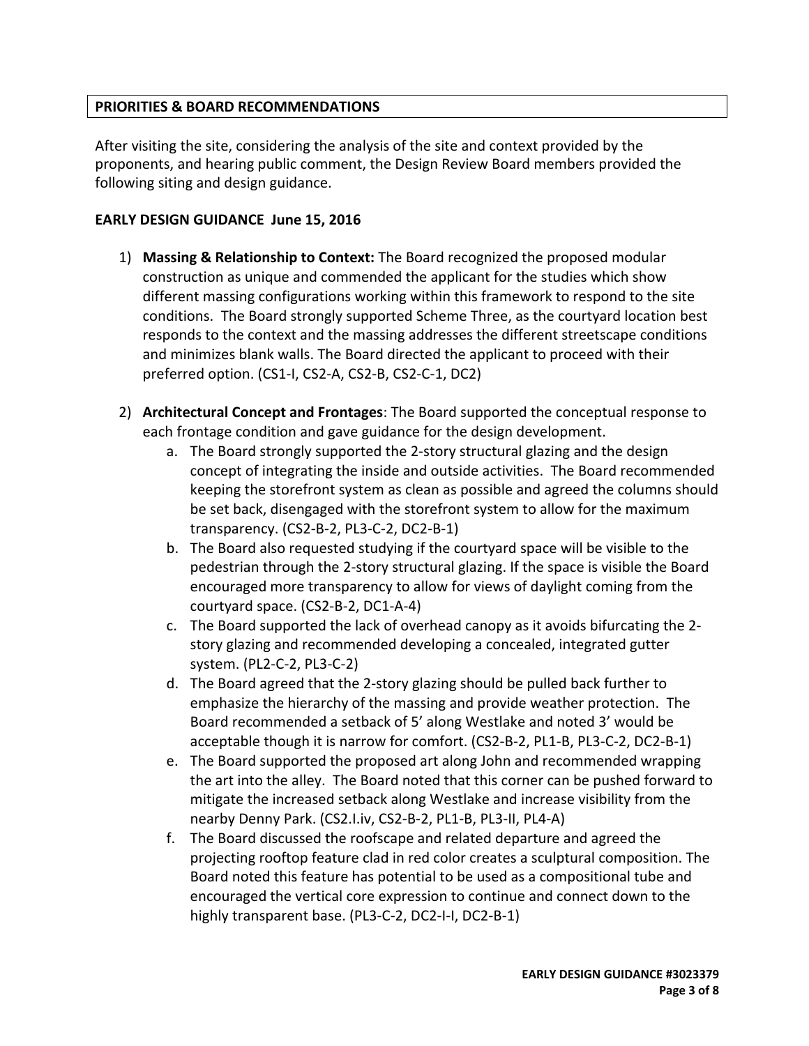## PRIORITIES & BOARD RECOMMENDATIONS

After visiting the site, considering the analysis of the site and context provided by the proponents, and hearing public comment, the Design Review Board members provided the following siting and design guidance.

### EARLY DESIGN GUIDANCE June 15, 2016

1) **Massing & Relationship to Context:** The Board recognized the proposed modular construction as unique and commended the applicant for the studies which show different massing configurations working within this framework to respond to the site conditions. The Board strongly supported Scheme Three, as the courtyard location best responds to the context and the massing addresses the different streetscape conditions and minimizes blank walls. The Board directed the applicant to proceed with their preferred option. (CS1-I, CS2-A, CS2-B, CS2-C-1, DC2)

2) **Architectural Concept and Frontages**: The Board supported the conceptual response to each frontage condition and gave guidance for the design development.
   a. The Board strongly supported the 2-story structural glazing and the design concept of integrating the inside and outside activities. The Board recommended keeping the storefront system as clean as possible and agreed the columns should be set back, disengaged with the storefront system to allow for the maximum transparency. (CS2-B-2, PL3-C-2, DC2-B-1)
   b. The Board also requested studying if the courtyard space will be visible to the pedestrian through the 2-story structural glazing. If the space is visible the Board encouraged more transparency to allow for views of daylight coming from the courtyard space. (CS2-B-2, DC1-A-4)
   c. The Board supported the lack of overhead canopy as it avoids bifurcating the 2-story glazing and recommended developing a concealed, integrated gutter system. (PL2-C-2, PL3-C-2)
   d. The Board agreed that the 2-story glazing should be pulled back further to emphasize the hierarchy of the massing and provide weather protection. The Board recommended a setback of 5' along Westlake and noted 3' would be acceptable though it is narrow for comfort. (CS2-B-2, PL1-B, PL3-C-2, DC2-B-1)
   e. The Board supported the proposed art along John and recommended wrapping the art into the alley. The Board noted that this corner can be pushed forward to mitigate the increased setback along Westlake and increase visibility from the nearby Denny Park. (CS2.I.iv, CS2-B-2, PL1-B, PL3-II, PL4-A)
   f. The Board discussed the roofscape and related departure and agreed the projecting rooftop feature clad in red color creates a sculptural composition. The Board noted this feature has potential to be used as a compositional tube and encouraged the vertical core expression to continue and connect down to the highly transparent base. (PL3-C-2, DC2-I-I, DC2-B-1)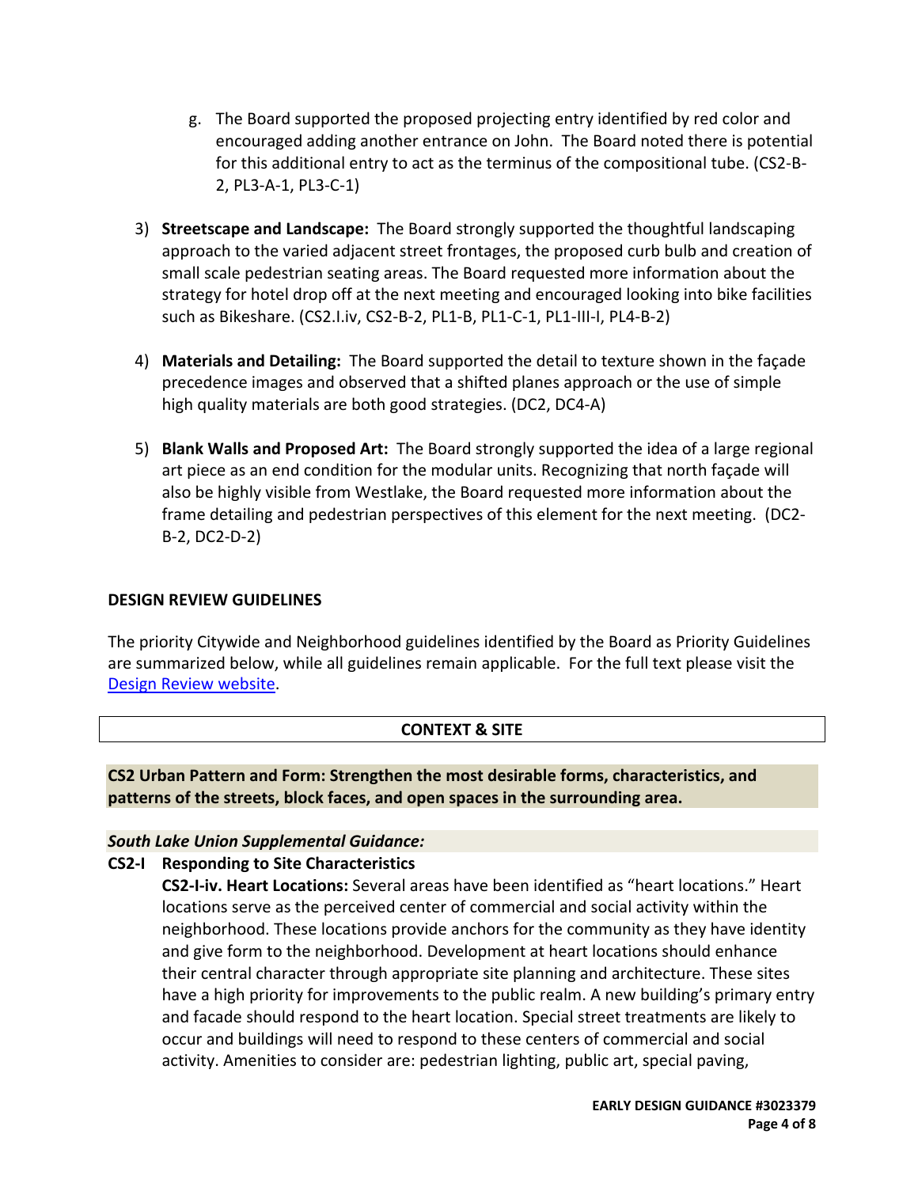g. The Board supported the proposed projecting entry identified by red color and encouraged adding another entrance on John. The Board noted there is potential for this additional entry to act as the terminus of the compositional tube. (CS2-B-2, PL3-A-1, PL3-C-1)

3) **Streetscape and Landscape:** The Board strongly supported the thoughtful landscaping approach to the varied adjacent street frontages, the proposed curb bulb and creation of small scale pedestrian seating areas. The Board requested more information about the strategy for hotel drop off at the next meeting and encouraged looking into bike facilities such as Bikeshare. (CS2.I.iv, CS2-B-2, PL1-B, PL1-C-1, PL1-III-I, PL4-B-2)

4) **Materials and Detailing:** The Board supported the detail to texture shown in the façade precedence images and observed that a shifted planes approach or the use of simple high quality materials are both good strategies. (DC2, DC4-A)

5) **Blank Walls and Proposed Art:** The Board strongly supported the idea of a large regional art piece as an end condition for the modular units. Recognizing that north façade will also be highly visible from Westlake, the Board requested more information about the frame detailing and pedestrian perspectives of this element for the next meeting. (DC2-B-2, DC2-D-2)

## DESIGN REVIEW GUIDELINES

The priority Citywide and Neighborhood guidelines identified by the Board as Priority Guidelines are summarized below, while all guidelines remain applicable. For the full text please visit the Design Review website.

### CONTEXT & SITE

**CS2 Urban Pattern and Form: Strengthen the most desirable forms, characteristics, and patterns of the streets, block faces, and open spaces in the surrounding area.**

***South Lake Union Supplemental Guidance:***

**CS2-I Responding to Site Characteristics**

**CS2-I-iv. Heart Locations:** Several areas have been identified as "heart locations." Heart locations serve as the perceived center of commercial and social activity within the neighborhood. These locations provide anchors for the community as they have identity and give form to the neighborhood. Development at heart locations should enhance their central character through appropriate site planning and architecture. These sites have a high priority for improvements to the public realm. A new building's primary entry and facade should respond to the heart location. Special street treatments are likely to occur and buildings will need to respond to these centers of commercial and social activity. Amenities to consider are: pedestrian lighting, public art, special paving,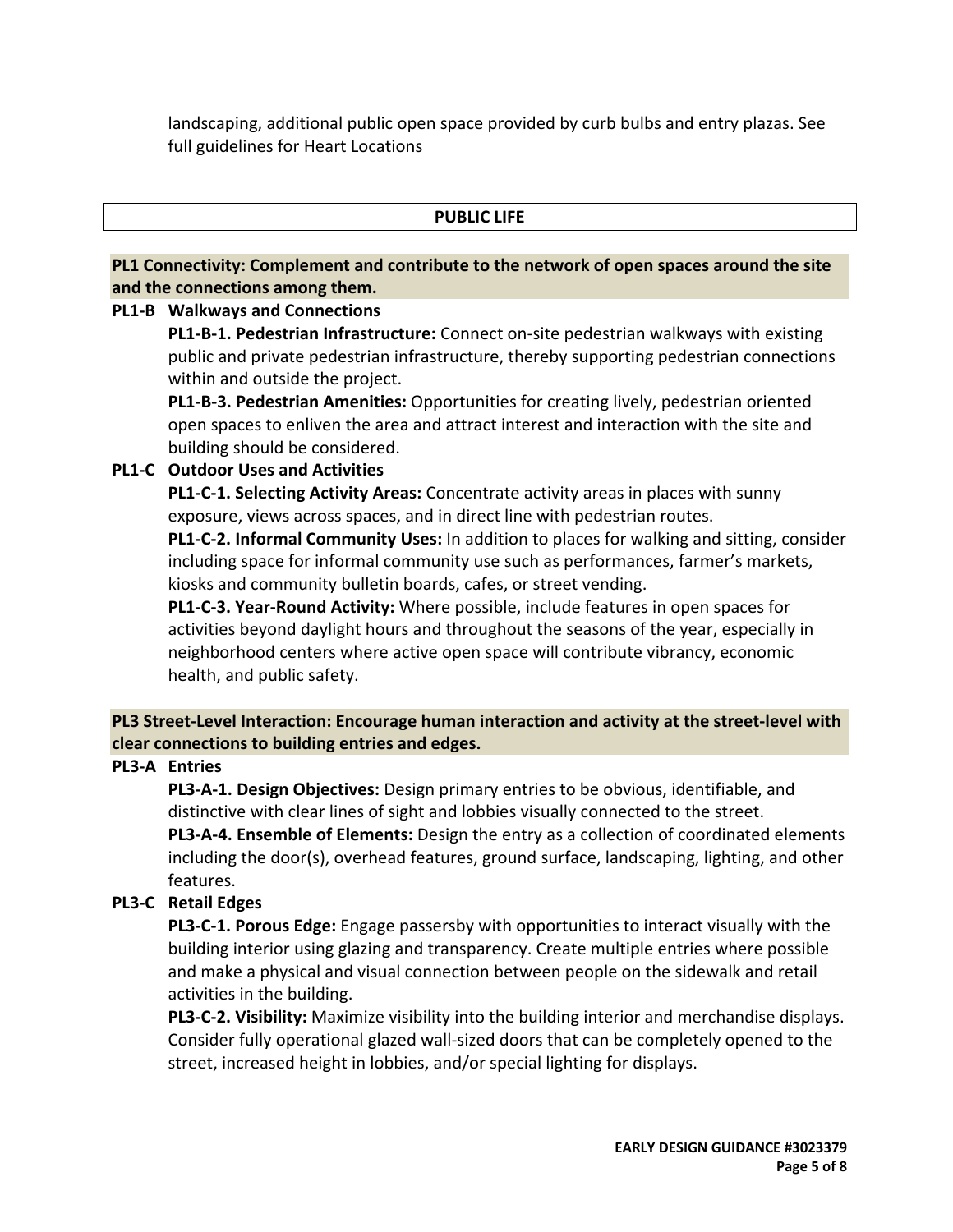landscaping, additional public open space provided by curb bulbs and entry plazas. See full guidelines for Heart Locations

## PUBLIC LIFE

### PL1 Connectivity: Complement and contribute to the network of open spaces around the site and the connections among them.

**PL1-B Walkways and Connections**

**PL1-B-1. Pedestrian Infrastructure:** Connect on-site pedestrian walkways with existing public and private pedestrian infrastructure, thereby supporting pedestrian connections within and outside the project.

**PL1-B-3. Pedestrian Amenities:** Opportunities for creating lively, pedestrian oriented open spaces to enliven the area and attract interest and interaction with the site and building should be considered.

**PL1-C Outdoor Uses and Activities**

**PL1-C-1. Selecting Activity Areas:** Concentrate activity areas in places with sunny exposure, views across spaces, and in direct line with pedestrian routes.

**PL1-C-2. Informal Community Uses:** In addition to places for walking and sitting, consider including space for informal community use such as performances, farmer's markets, kiosks and community bulletin boards, cafes, or street vending.

**PL1-C-3. Year-Round Activity:** Where possible, include features in open spaces for activities beyond daylight hours and throughout the seasons of the year, especially in neighborhood centers where active open space will contribute vibrancy, economic health, and public safety.

### PL3 Street-Level Interaction: Encourage human interaction and activity at the street-level with clear connections to building entries and edges.

**PL3-A Entries**

**PL3-A-1. Design Objectives:** Design primary entries to be obvious, identifiable, and distinctive with clear lines of sight and lobbies visually connected to the street.

**PL3-A-4. Ensemble of Elements:** Design the entry as a collection of coordinated elements including the door(s), overhead features, ground surface, landscaping, lighting, and other features.

**PL3-C Retail Edges**

**PL3-C-1. Porous Edge:** Engage passersby with opportunities to interact visually with the building interior using glazing and transparency. Create multiple entries where possible and make a physical and visual connection between people on the sidewalk and retail activities in the building.

**PL3-C-2. Visibility:** Maximize visibility into the building interior and merchandise displays. Consider fully operational glazed wall-sized doors that can be completely opened to the street, increased height in lobbies, and/or special lighting for displays.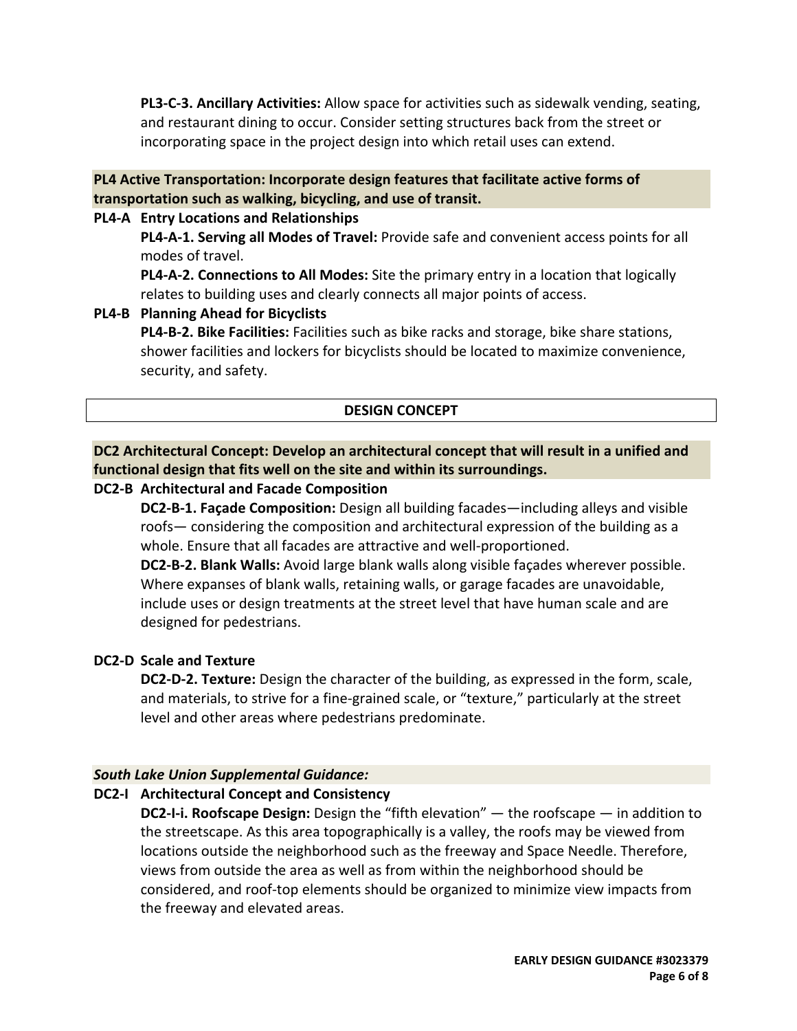**PL3-C-3. Ancillary Activities:** Allow space for activities such as sidewalk vending, seating, and restaurant dining to occur. Consider setting structures back from the street or incorporating space in the project design into which retail uses can extend.

**PL4 Active Transportation: Incorporate design features that facilitate active forms of transportation such as walking, bicycling, and use of transit.**

**PL4-A Entry Locations and Relationships**

**PL4-A-1. Serving all Modes of Travel:** Provide safe and convenient access points for all modes of travel.

**PL4-A-2. Connections to All Modes:** Site the primary entry in a location that logically relates to building uses and clearly connects all major points of access.

**PL4-B Planning Ahead for Bicyclists**

**PL4-B-2. Bike Facilities:** Facilities such as bike racks and storage, bike share stations, shower facilities and lockers for bicyclists should be located to maximize convenience, security, and safety.

## DESIGN CONCEPT

**DC2 Architectural Concept: Develop an architectural concept that will result in a unified and functional design that fits well on the site and within its surroundings.**

**DC2-B Architectural and Facade Composition**

**DC2-B-1. Façade Composition:** Design all building facades—including alleys and visible roofs— considering the composition and architectural expression of the building as a whole. Ensure that all facades are attractive and well-proportioned.

**DC2-B-2. Blank Walls:** Avoid large blank walls along visible façades wherever possible. Where expanses of blank walls, retaining walls, or garage facades are unavoidable, include uses or design treatments at the street level that have human scale and are designed for pedestrians.

**DC2-D Scale and Texture**

**DC2-D-2. Texture:** Design the character of the building, as expressed in the form, scale, and materials, to strive for a fine-grained scale, or "texture," particularly at the street level and other areas where pedestrians predominate.

***South Lake Union Supplemental Guidance:***

**DC2-I Architectural Concept and Consistency**

**DC2-I-i. Roofscape Design:** Design the "fifth elevation" — the roofscape — in addition to the streetscape. As this area topographically is a valley, the roofs may be viewed from locations outside the neighborhood such as the freeway and Space Needle. Therefore, views from outside the area as well as from within the neighborhood should be considered, and roof-top elements should be organized to minimize view impacts from the freeway and elevated areas.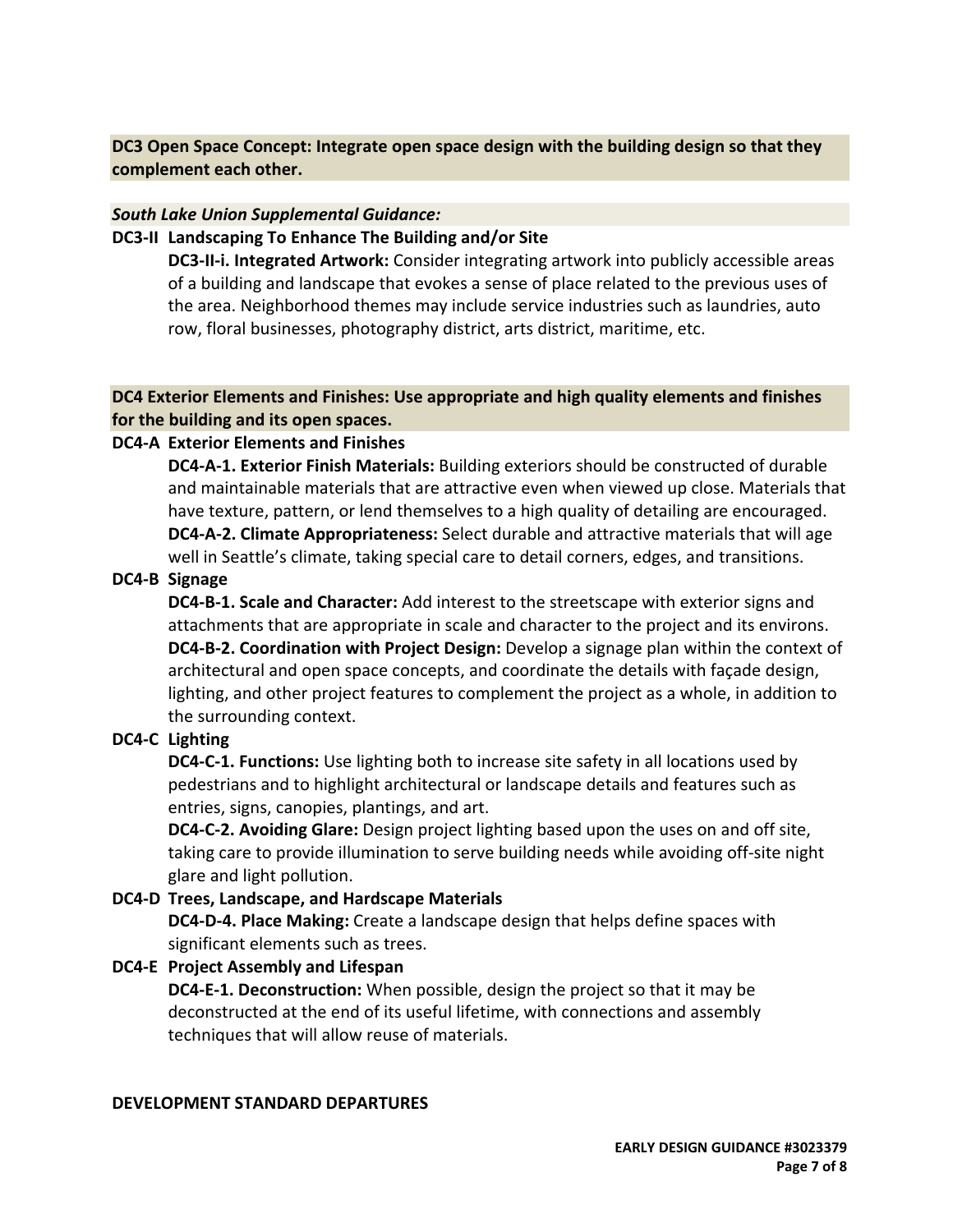**DC3 Open Space Concept: Integrate open space design with the building design so that they complement each other.**

***South Lake Union Supplemental Guidance:***

**DC3-II Landscaping To Enhance The Building and/or Site**

**DC3-II-i. Integrated Artwork:** Consider integrating artwork into publicly accessible areas of a building and landscape that evokes a sense of place related to the previous uses of the area. Neighborhood themes may include service industries such as laundries, auto row, floral businesses, photography district, arts district, maritime, etc.

**DC4 Exterior Elements and Finishes: Use appropriate and high quality elements and finishes for the building and its open spaces.**

**DC4-A Exterior Elements and Finishes**

**DC4-A-1. Exterior Finish Materials:** Building exteriors should be constructed of durable and maintainable materials that are attractive even when viewed up close. Materials that have texture, pattern, or lend themselves to a high quality of detailing are encouraged.

**DC4-A-2. Climate Appropriateness:** Select durable and attractive materials that will age well in Seattle's climate, taking special care to detail corners, edges, and transitions.

**DC4-B Signage**

**DC4-B-1. Scale and Character:** Add interest to the streetscape with exterior signs and attachments that are appropriate in scale and character to the project and its environs.

**DC4-B-2. Coordination with Project Design:** Develop a signage plan within the context of architectural and open space concepts, and coordinate the details with façade design, lighting, and other project features to complement the project as a whole, in addition to the surrounding context.

**DC4-C Lighting**

**DC4-C-1. Functions:** Use lighting both to increase site safety in all locations used by pedestrians and to highlight architectural or landscape details and features such as entries, signs, canopies, plantings, and art.

**DC4-C-2. Avoiding Glare:** Design project lighting based upon the uses on and off site, taking care to provide illumination to serve building needs while avoiding off-site night glare and light pollution.

**DC4-D Trees, Landscape, and Hardscape Materials**

**DC4-D-4. Place Making:** Create a landscape design that helps define spaces with significant elements such as trees.

**DC4-E Project Assembly and Lifespan**

**DC4-E-1. Deconstruction:** When possible, design the project so that it may be deconstructed at the end of its useful lifetime, with connections and assembly techniques that will allow reuse of materials.

**DEVELOPMENT STANDARD DEPARTURES**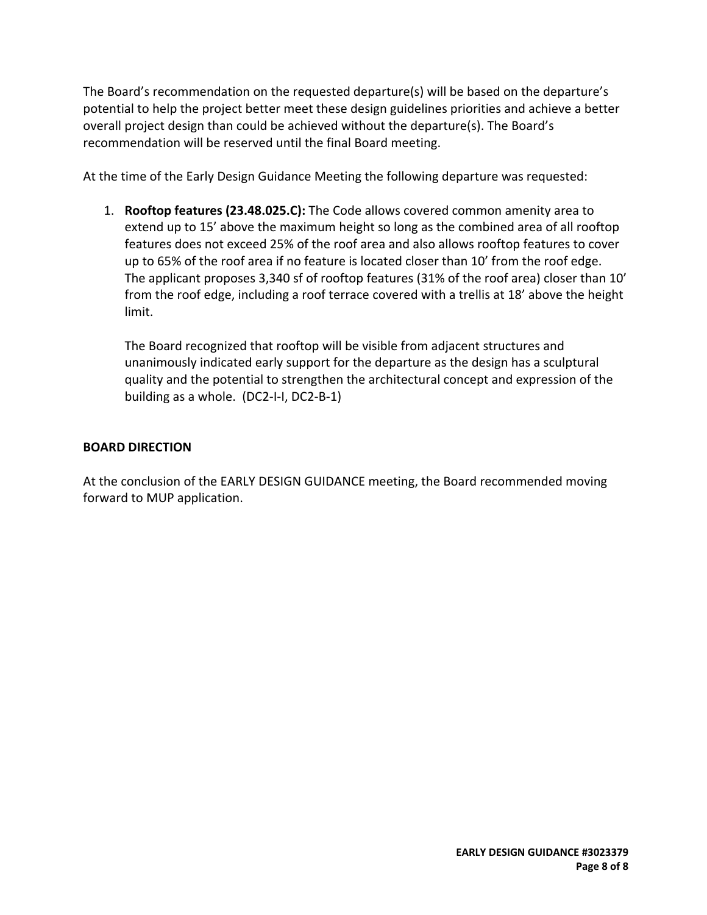The Board's recommendation on the requested departure(s) will be based on the departure's potential to help the project better meet these design guidelines priorities and achieve a better overall project design than could be achieved without the departure(s). The Board's recommendation will be reserved until the final Board meeting.

At the time of the Early Design Guidance Meeting the following departure was requested:

1. **Rooftop features (23.48.025.C):** The Code allows covered common amenity area to extend up to 15' above the maximum height so long as the combined area of all rooftop features does not exceed 25% of the roof area and also allows rooftop features to cover up to 65% of the roof area if no feature is located closer than 10' from the roof edge. The applicant proposes 3,340 sf of rooftop features (31% of the roof area) closer than 10' from the roof edge, including a roof terrace covered with a trellis at 18' above the height limit.

   The Board recognized that rooftop will be visible from adjacent structures and unanimously indicated early support for the departure as the design has a sculptural quality and the potential to strengthen the architectural concept and expression of the building as a whole. (DC2-I-I, DC2-B-1)

**BOARD DIRECTION**

At the conclusion of the EARLY DESIGN GUIDANCE meeting, the Board recommended moving forward to MUP application.